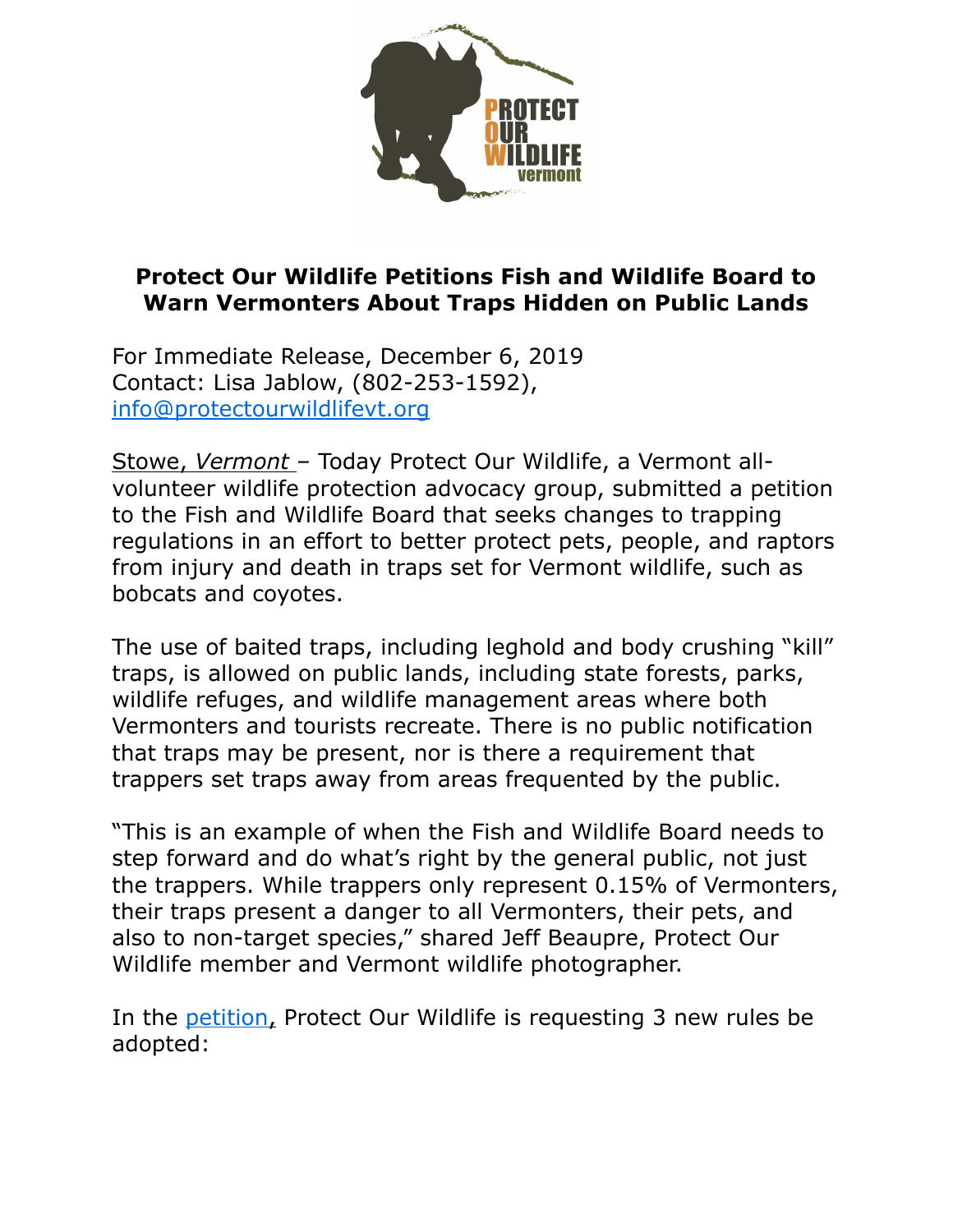# Protect Our Wildlife Petitions Fish and Wildlife Board to Warn Vermonters About Traps Hidden on Public Lands

For Immediate Release, December 6, 2019
Contact: Lisa Jablow, (802-253-1592),
info@protectourwildlifevt.org

Stowe, *Vermont* – Today Protect Our Wildlife, a Vermont all-volunteer wildlife protection advocacy group, submitted a petition to the Fish and Wildlife Board that seeks changes to trapping regulations in an effort to better protect pets, people, and raptors from injury and death in traps set for Vermont wildlife, such as bobcats and coyotes.

The use of baited traps, including leghold and body crushing "kill" traps, is allowed on public lands, including state forests, parks, wildlife refuges, and wildlife management areas where both Vermonters and tourists recreate. There is no public notification that traps may be present, nor is there a requirement that trappers set traps away from areas frequented by the public.

"This is an example of when the Fish and Wildlife Board needs to step forward and do what's right by the general public, not just the trappers. While trappers only represent 0.15% of Vermonters, their traps present a danger to all Vermonters, their pets, and also to non-target species," shared Jeff Beaupre, Protect Our Wildlife member and Vermont wildlife photographer.

In the petition, Protect Our Wildlife is requesting 3 new rules be adopted: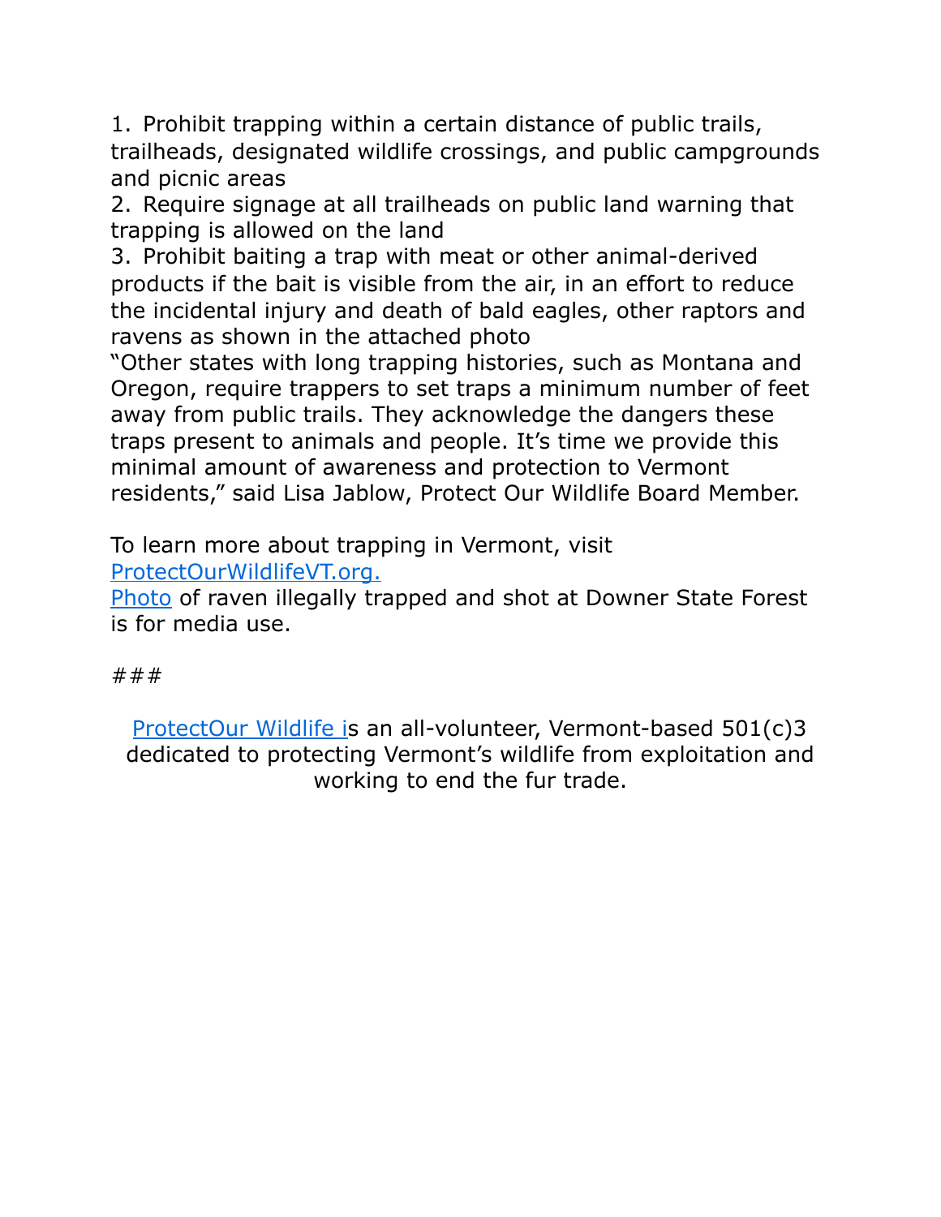1. Prohibit trapping within a certain distance of public trails, trailheads, designated wildlife crossings, and public campgrounds and picnic areas
2. Require signage at all trailheads on public land warning that trapping is allowed on the land
3. Prohibit baiting a trap with meat or other animal-derived products if the bait is visible from the air, in an effort to reduce the incidental injury and death of bald eagles, other raptors and ravens as shown in the attached photo

"Other states with long trapping histories, such as Montana and Oregon, require trappers to set traps a minimum number of feet away from public trails. They acknowledge the dangers these traps present to animals and people. It's time we provide this minimal amount of awareness and protection to Vermont residents," said Lisa Jablow, Protect Our Wildlife Board Member.

To learn more about trapping in Vermont, visit ProtectOurWildlifeVT.org.
Photo of raven illegally trapped and shot at Downer State Forest is for media use.

###

ProtectOur Wildlife is an all-volunteer, Vermont-based 501(c)3 dedicated to protecting Vermont's wildlife from exploitation and working to end the fur trade.